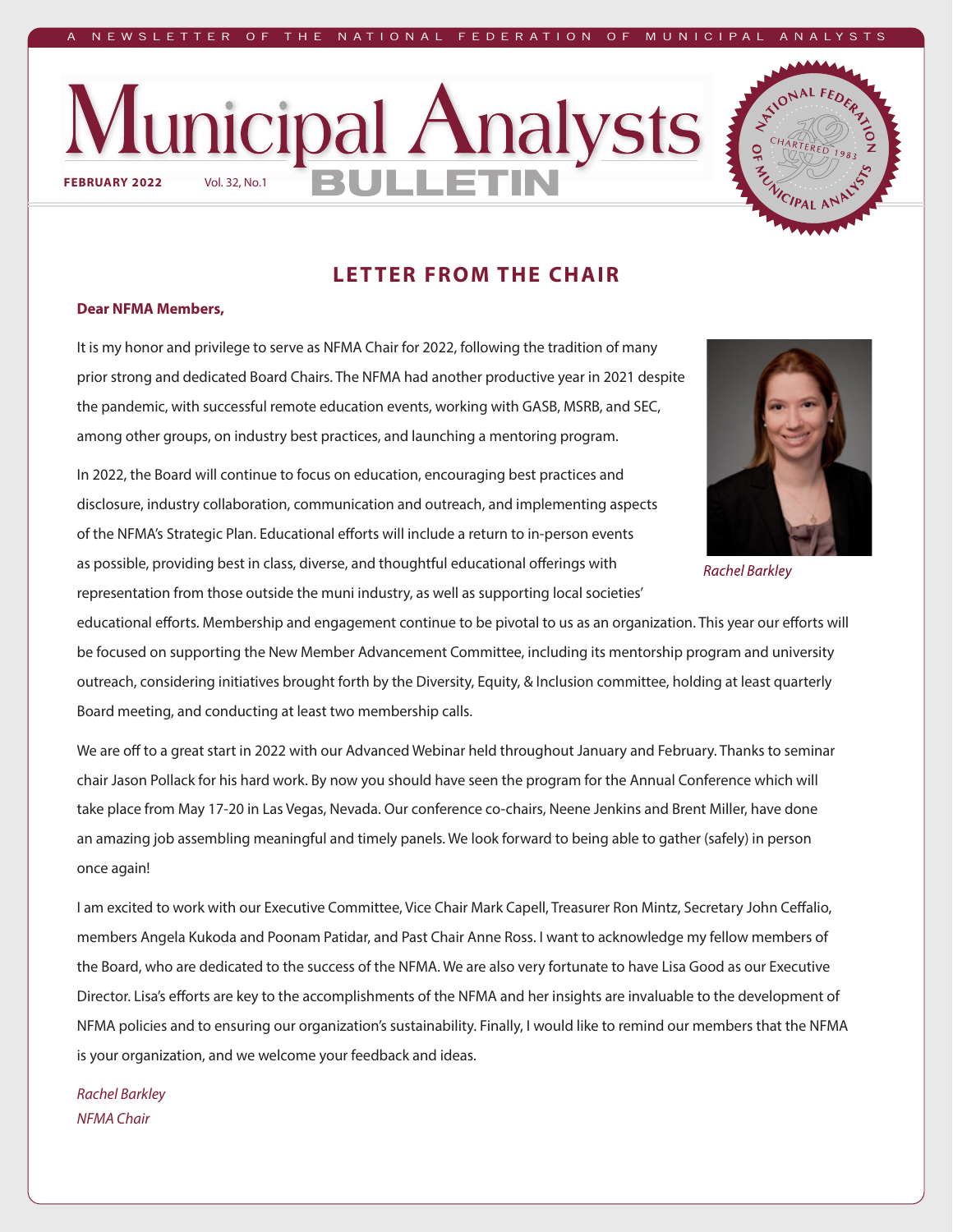A NEWSLETTER OF THE NATIONAL FEDERATION OF MUNICIPAL ANALYSTS

# Municipal Analysts BULLETIN

**FEBRUARY 2022** Vol. 32, No.1

## LETTER FROM THE CHAIR

**Dear NFMA Members,**

It is my honor and privilege to serve as NFMA Chair for 2022, following the tradition of many prior strong and dedicated Board Chairs. The NFMA had another productive year in 2021 despite the pandemic, with successful remote education events, working with GASB, MSRB, and SEC, among other groups, on industry best practices, and launching a mentoring program.

*Rachel Barkley*

In 2022, the Board will continue to focus on education, encouraging best practices and disclosure, industry collaboration, communication and outreach, and implementing aspects of the NFMA's Strategic Plan. Educational efforts will include a return to in-person events as possible, providing best in class, diverse, and thoughtful educational offerings with representation from those outside the muni industry, as well as supporting local societies' educational efforts. Membership and engagement continue to be pivotal to us as an organization. This year our efforts will be focused on supporting the New Member Advancement Committee, including its mentorship program and university outreach, considering initiatives brought forth by the Diversity, Equity, & Inclusion committee, holding at least quarterly Board meeting, and conducting at least two membership calls.

We are off to a great start in 2022 with our Advanced Webinar held throughout January and February. Thanks to seminar chair Jason Pollack for his hard work. By now you should have seen the program for the Annual Conference which will take place from May 17-20 in Las Vegas, Nevada. Our conference co-chairs, Neene Jenkins and Brent Miller, have done an amazing job assembling meaningful and timely panels. We look forward to being able to gather (safely) in person once again!

I am excited to work with our Executive Committee, Vice Chair Mark Capell, Treasurer Ron Mintz, Secretary John Ceffalio, members Angela Kukoda and Poonam Patidar, and Past Chair Anne Ross. I want to acknowledge my fellow members of the Board, who are dedicated to the success of the NFMA. We are also very fortunate to have Lisa Good as our Executive Director. Lisa's efforts are key to the accomplishments of the NFMA and her insights are invaluable to the development of NFMA policies and to ensuring our organization's sustainability. Finally, I would like to remind our members that the NFMA is your organization, and we welcome your feedback and ideas.

*Rachel Barkley*
*NFMA Chair*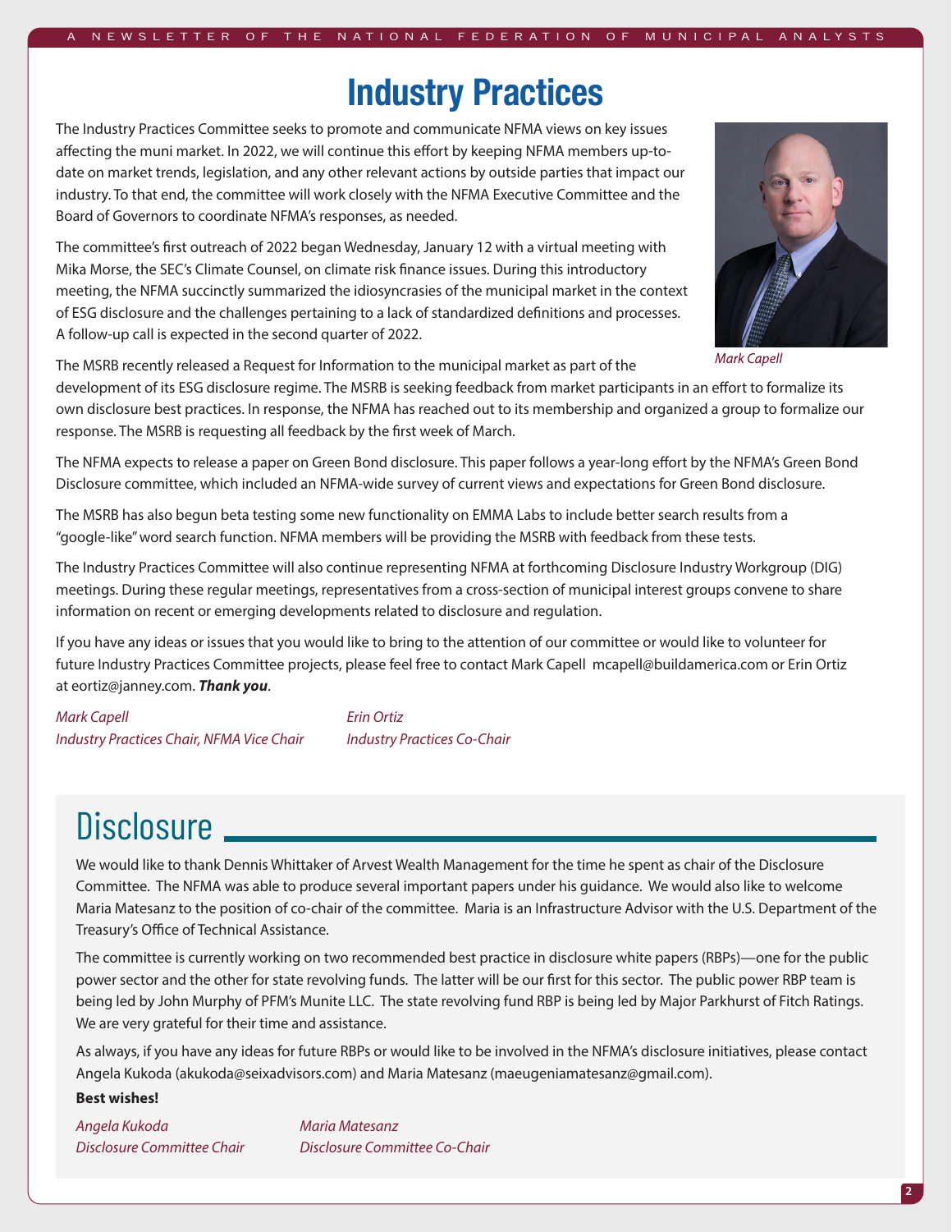# Industry Practices

The Industry Practices Committee seeks to promote and communicate NFMA views on key issues affecting the muni market. In 2022, we will continue this effort by keeping NFMA members up-to-date on market trends, legislation, and any other relevant actions by outside parties that impact our industry. To that end, the committee will work closely with the NFMA Executive Committee and the Board of Governors to coordinate NFMA's responses, as needed.

The committee's first outreach of 2022 began Wednesday, January 12 with a virtual meeting with Mika Morse, the SEC's Climate Counsel, on climate risk finance issues. During this introductory meeting, the NFMA succinctly summarized the idiosyncrasies of the municipal market in the context of ESG disclosure and the challenges pertaining to a lack of standardized definitions and processes. A follow-up call is expected in the second quarter of 2022.

*Mark Capell*

The MSRB recently released a Request for Information to the municipal market as part of the development of its ESG disclosure regime. The MSRB is seeking feedback from market participants in an effort to formalize its own disclosure best practices. In response, the NFMA has reached out to its membership and organized a group to formalize our response. The MSRB is requesting all feedback by the first week of March.

The NFMA expects to release a paper on Green Bond disclosure. This paper follows a year-long effort by the NFMA's Green Bond Disclosure committee, which included an NFMA-wide survey of current views and expectations for Green Bond disclosure.

The MSRB has also begun beta testing some new functionality on EMMA Labs to include better search results from a "google-like" word search function. NFMA members will be providing the MSRB with feedback from these tests.

The Industry Practices Committee will also continue representing NFMA at forthcoming Disclosure Industry Workgroup (DIG) meetings. During these regular meetings, representatives from a cross-section of municipal interest groups convene to share information on recent or emerging developments related to disclosure and regulation.

If you have any ideas or issues that you would like to bring to the attention of our committee or would like to volunteer for future Industry Practices Committee projects, please feel free to contact Mark Capell mcapell@buildamerica.com or Erin Ortiz at eortiz@janney.com. ***Thank you***.

*Mark Capell*
*Industry Practices Chair, NFMA Vice Chair*

*Erin Ortiz*
*Industry Practices Co-Chair*

## Disclosure

We would like to thank Dennis Whittaker of Arvest Wealth Management for the time he spent as chair of the Disclosure Committee. The NFMA was able to produce several important papers under his guidance. We would also like to welcome Maria Matesanz to the position of co-chair of the committee. Maria is an Infrastructure Advisor with the U.S. Department of the Treasury's Office of Technical Assistance.

The committee is currently working on two recommended best practice in disclosure white papers (RBPs)—one for the public power sector and the other for state revolving funds. The latter will be our first for this sector. The public power RBP team is being led by John Murphy of PFM's Munite LLC. The state revolving fund RBP is being led by Major Parkhurst of Fitch Ratings. We are very grateful for their time and assistance.

As always, if you have any ideas for future RBPs or would like to be involved in the NFMA's disclosure initiatives, please contact Angela Kukoda (akukoda@seixadvisors.com) and Maria Matesanz (maeugeniamatesanz@gmail.com).

**Best wishes!**

*Angela Kukoda*
*Disclosure Committee Chair*

*Maria Matesanz*
*Disclosure Committee Co-Chair*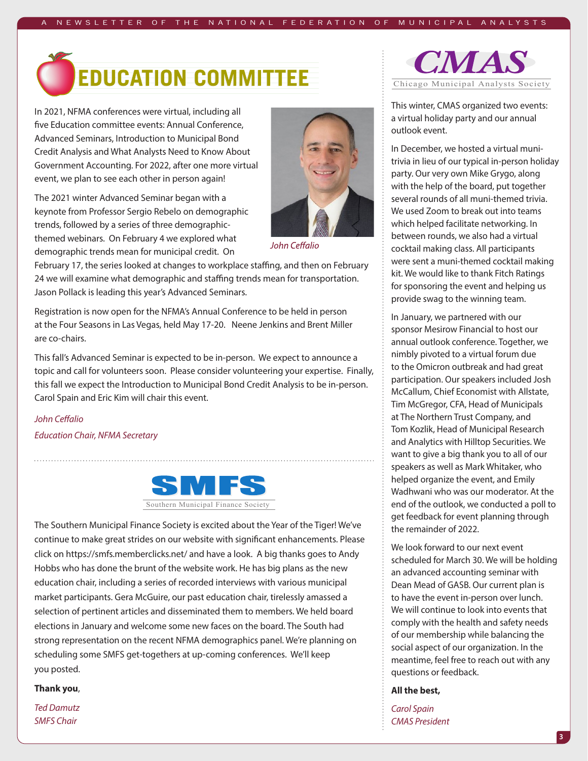# EDUCATION COMMITTEE

In 2021, NFMA conferences were virtual, including all five Education committee events: Annual Conference, Advanced Seminars, Introduction to Municipal Bond Credit Analysis and What Analysts Need to Know About Government Accounting. For 2022, after one more virtual event, we plan to see each other in person again!

*John Ceffalio*

The 2021 winter Advanced Seminar began with a keynote from Professor Sergio Rebelo on demographic trends, followed by a series of three demographic-themed webinars. On February 4 we explored what demographic trends mean for municipal credit. On February 17, the series looked at changes to workplace staffing, and then on February 24 we will examine what demographic and staffing trends mean for transportation. Jason Pollack is leading this year's Advanced Seminars.

Registration is now open for the NFMA's Annual Conference to be held in person at the Four Seasons in Las Vegas, held May 17-20. Neene Jenkins and Brent Miller are co-chairs.

This fall's Advanced Seminar is expected to be in-person. We expect to announce a topic and call for volunteers soon. Please consider volunteering your expertise. Finally, this fall we expect the Introduction to Municipal Bond Credit Analysis to be in-person. Carol Spain and Eric Kim will chair this event.

*John Ceffalio*
*Education Chair, NFMA Secretary*

## SMFS
Southern Municipal Finance Society

The Southern Municipal Finance Society is excited about the Year of the Tiger! We've continue to make great strides on our website with significant enhancements. Please click on https://smfs.memberclicks.net/ and have a look. A big thanks goes to Andy Hobbs who has done the brunt of the website work. He has big plans as the new education chair, including a series of recorded interviews with various municipal market participants. Gera McGuire, our past education chair, tirelessly amassed a selection of pertinent articles and disseminated them to members. We held board elections in January and welcome some new faces on the board. The South had strong representation on the recent NFMA demographics panel. We're planning on scheduling some SMFS get-togethers at up-coming conferences. We'll keep you posted.

**Thank you**,

*Ted Damutz*
*SMFS Chair*

## CMAS
Chicago Municipal Analysts Society

This winter, CMAS organized two events: a virtual holiday party and our annual outlook event.

In December, we hosted a virtual muni-trivia in lieu of our typical in-person holiday party. Our very own Mike Grygo, along with the help of the board, put together several rounds of all muni-themed trivia. We used Zoom to break out into teams which helped facilitate networking. In between rounds, we also had a virtual cocktail making class. All participants were sent a muni-themed cocktail making kit. We would like to thank Fitch Ratings for sponsoring the event and helping us provide swag to the winning team.

In January, we partnered with our sponsor Mesirow Financial to host our annual outlook conference. Together, we nimbly pivoted to a virtual forum due to the Omicron outbreak and had great participation. Our speakers included Josh McCallum, Chief Economist with Allstate, Tim McGregor, CFA, Head of Municipals at The Northern Trust Company, and Tom Kozlik, Head of Municipal Research and Analytics with Hilltop Securities. We want to give a big thank you to all of our speakers as well as Mark Whitaker, who helped organize the event, and Emily Wadhwani who was our moderator. At the end of the outlook, we conducted a poll to get feedback for event planning through the remainder of 2022.

We look forward to our next event scheduled for March 30. We will be holding an advanced accounting seminar with Dean Mead of GASB. Our current plan is to have the event in-person over lunch. We will continue to look into events that comply with the health and safety needs of our membership while balancing the social aspect of our organization. In the meantime, feel free to reach out with any questions or feedback.

**All the best,**

*Carol Spain*
*CMAS President*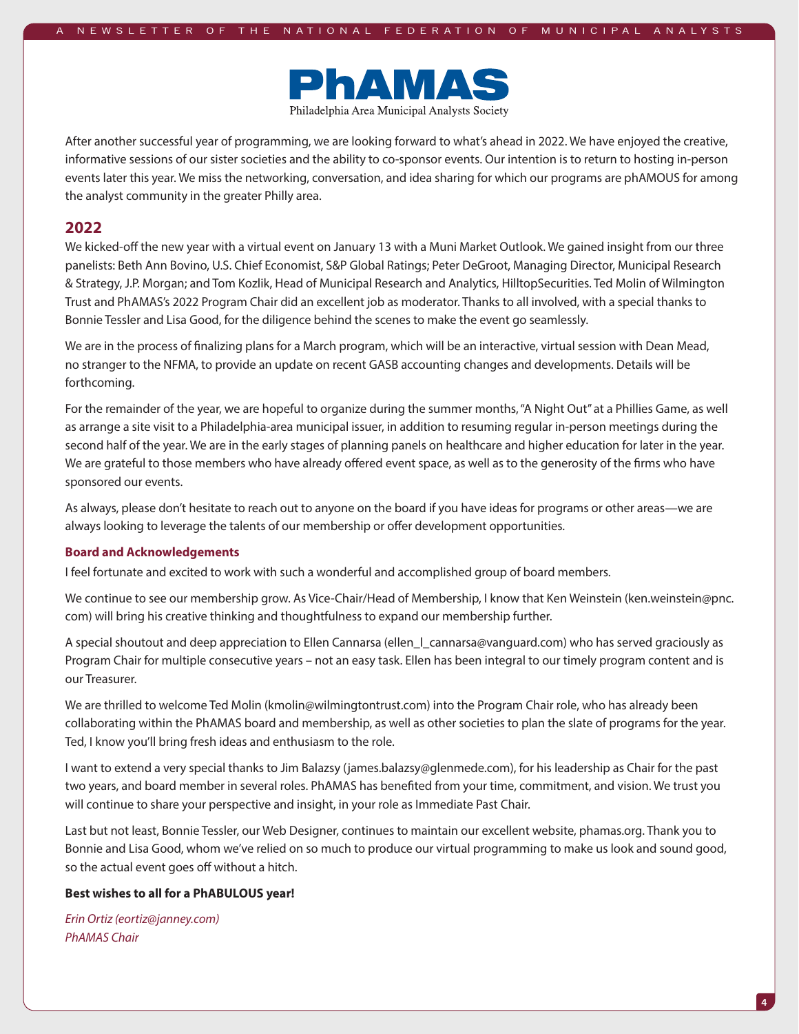# PhAMAS

Philadelphia Area Municipal Analysts Society

After another successful year of programming, we are looking forward to what's ahead in 2022. We have enjoyed the creative, informative sessions of our sister societies and the ability to co-sponsor events. Our intention is to return to hosting in-person events later this year. We miss the networking, conversation, and idea sharing for which our programs are phAMOUS for among the analyst community in the greater Philly area.

## 2022

We kicked-off the new year with a virtual event on January 13 with a Muni Market Outlook. We gained insight from our three panelists: Beth Ann Bovino, U.S. Chief Economist, S&P Global Ratings; Peter DeGroot, Managing Director, Municipal Research & Strategy, J.P. Morgan; and Tom Kozlik, Head of Municipal Research and Analytics, HilltopSecurities. Ted Molin of Wilmington Trust and PhAMAS's 2022 Program Chair did an excellent job as moderator. Thanks to all involved, with a special thanks to Bonnie Tessler and Lisa Good, for the diligence behind the scenes to make the event go seamlessly.

We are in the process of finalizing plans for a March program, which will be an interactive, virtual session with Dean Mead, no stranger to the NFMA, to provide an update on recent GASB accounting changes and developments. Details will be forthcoming.

For the remainder of the year, we are hopeful to organize during the summer months, "A Night Out" at a Phillies Game, as well as arrange a site visit to a Philadelphia-area municipal issuer, in addition to resuming regular in-person meetings during the second half of the year. We are in the early stages of planning panels on healthcare and higher education for later in the year. We are grateful to those members who have already offered event space, as well as to the generosity of the firms who have sponsored our events.

As always, please don't hesitate to reach out to anyone on the board if you have ideas for programs or other areas—we are always looking to leverage the talents of our membership or offer development opportunities.

### Board and Acknowledgements

I feel fortunate and excited to work with such a wonderful and accomplished group of board members.

We continue to see our membership grow. As Vice-Chair/Head of Membership, I know that Ken Weinstein (ken.weinstein@pnc.com) will bring his creative thinking and thoughtfulness to expand our membership further.

A special shoutout and deep appreciation to Ellen Cannarsa (ellen_l_cannarsa@vanguard.com) who has served graciously as Program Chair for multiple consecutive years – not an easy task. Ellen has been integral to our timely program content and is our Treasurer.

We are thrilled to welcome Ted Molin (kmolin@wilmingtontrust.com) into the Program Chair role, who has already been collaborating within the PhAMAS board and membership, as well as other societies to plan the slate of programs for the year. Ted, I know you'll bring fresh ideas and enthusiasm to the role.

I want to extend a very special thanks to Jim Balazsy (james.balazsy@glenmede.com), for his leadership as Chair for the past two years, and board member in several roles. PhAMAS has benefited from your time, commitment, and vision. We trust you will continue to share your perspective and insight, in your role as Immediate Past Chair.

Last but not least, Bonnie Tessler, our Web Designer, continues to maintain our excellent website, phamas.org. Thank you to Bonnie and Lisa Good, whom we've relied on so much to produce our virtual programming to make us look and sound good, so the actual event goes off without a hitch.

**Best wishes to all for a PhABULOUS year!**

*Erin Ortiz (eortiz@janney.com)*
*PhAMAS Chair*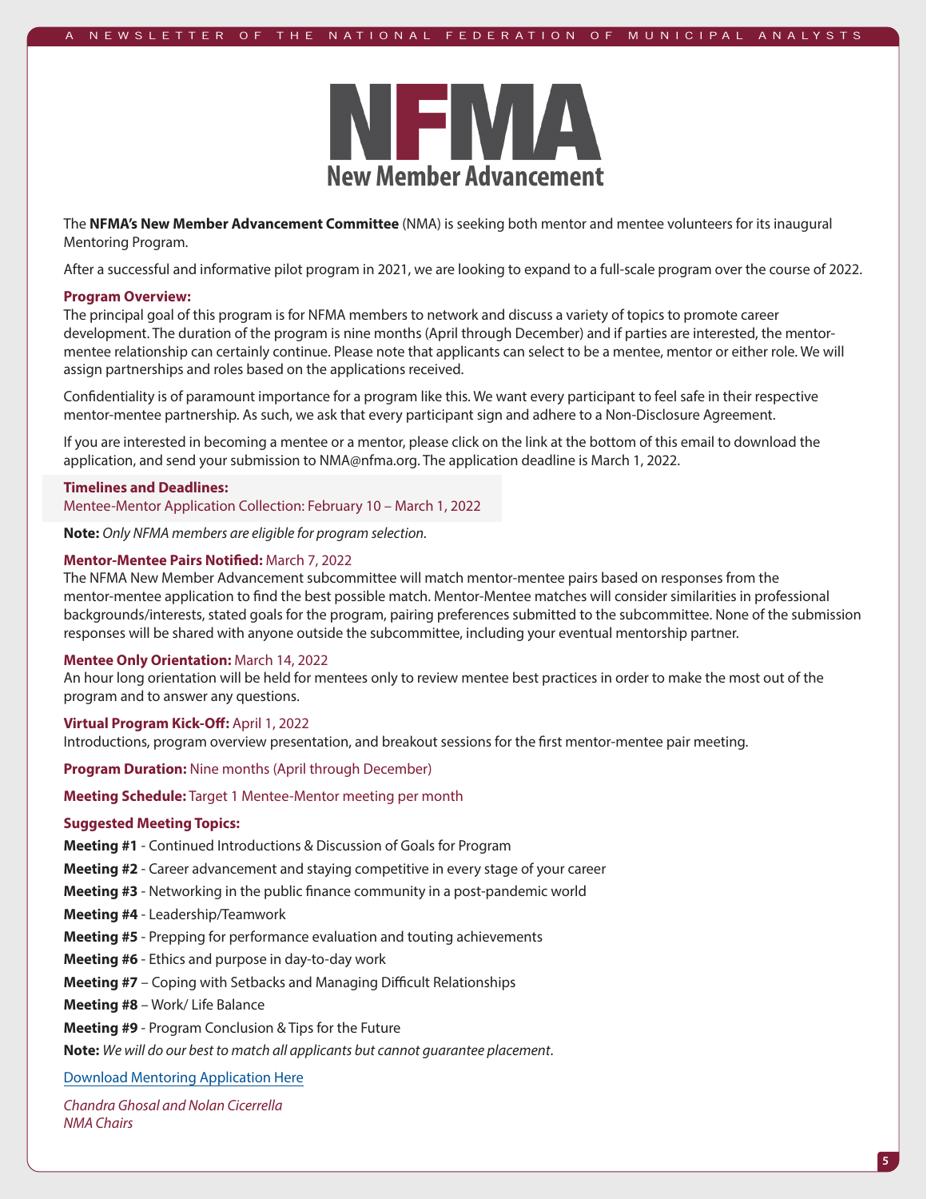# NFMA

## New Member Advancement

The **NFMA's New Member Advancement Committee** (NMA) is seeking both mentor and mentee volunteers for its inaugural Mentoring Program.

After a successful and informative pilot program in 2021, we are looking to expand to a full-scale program over the course of 2022.

**Program Overview:**
The principal goal of this program is for NFMA members to network and discuss a variety of topics to promote career development. The duration of the program is nine months (April through December) and if parties are interested, the mentor-mentee relationship can certainly continue. Please note that applicants can select to be a mentee, mentor or either role. We will assign partnerships and roles based on the applications received.

Confidentiality is of paramount importance for a program like this. We want every participant to feel safe in their respective mentor-mentee partnership. As such, we ask that every participant sign and adhere to a Non-Disclosure Agreement.

If you are interested in becoming a mentee or a mentor, please click on the link at the bottom of this email to download the application, and send your submission to NMA@nfma.org. The application deadline is March 1, 2022.

**Timelines and Deadlines:**
Mentee-Mentor Application Collection: February 10 – March 1, 2022

**Note:** *Only NFMA members are eligible for program selection.*

**Mentor-Mentee Pairs Notified:** March 7, 2022
The NFMA New Member Advancement subcommittee will match mentor-mentee pairs based on responses from the mentor-mentee application to find the best possible match. Mentor-Mentee matches will consider similarities in professional backgrounds/interests, stated goals for the program, pairing preferences submitted to the subcommittee. None of the submission responses will be shared with anyone outside the subcommittee, including your eventual mentorship partner.

**Mentee Only Orientation:** March 14, 2022
An hour long orientation will be held for mentees only to review mentee best practices in order to make the most out of the program and to answer any questions.

**Virtual Program Kick-Off:** April 1, 2022
Introductions, program overview presentation, and breakout sessions for the first mentor-mentee pair meeting.

**Program Duration:** Nine months (April through December)

**Meeting Schedule:** Target 1 Mentee-Mentor meeting per month

**Suggested Meeting Topics:**

**Meeting #1** - Continued Introductions & Discussion of Goals for Program

**Meeting #2** - Career advancement and staying competitive in every stage of your career

**Meeting #3** - Networking in the public finance community in a post-pandemic world

**Meeting #4** - Leadership/Teamwork

**Meeting #5** - Prepping for performance evaluation and touting achievements

**Meeting #6** - Ethics and purpose in day-to-day work

**Meeting #7** – Coping with Setbacks and Managing Difficult Relationships

**Meeting #8** – Work/ Life Balance

**Meeting #9** - Program Conclusion & Tips for the Future

**Note:** *We will do our best to match all applicants but cannot guarantee placement.*

Download Mentoring Application Here

*Chandra Ghosal and Nolan Cicerrella*
*NMA Chairs*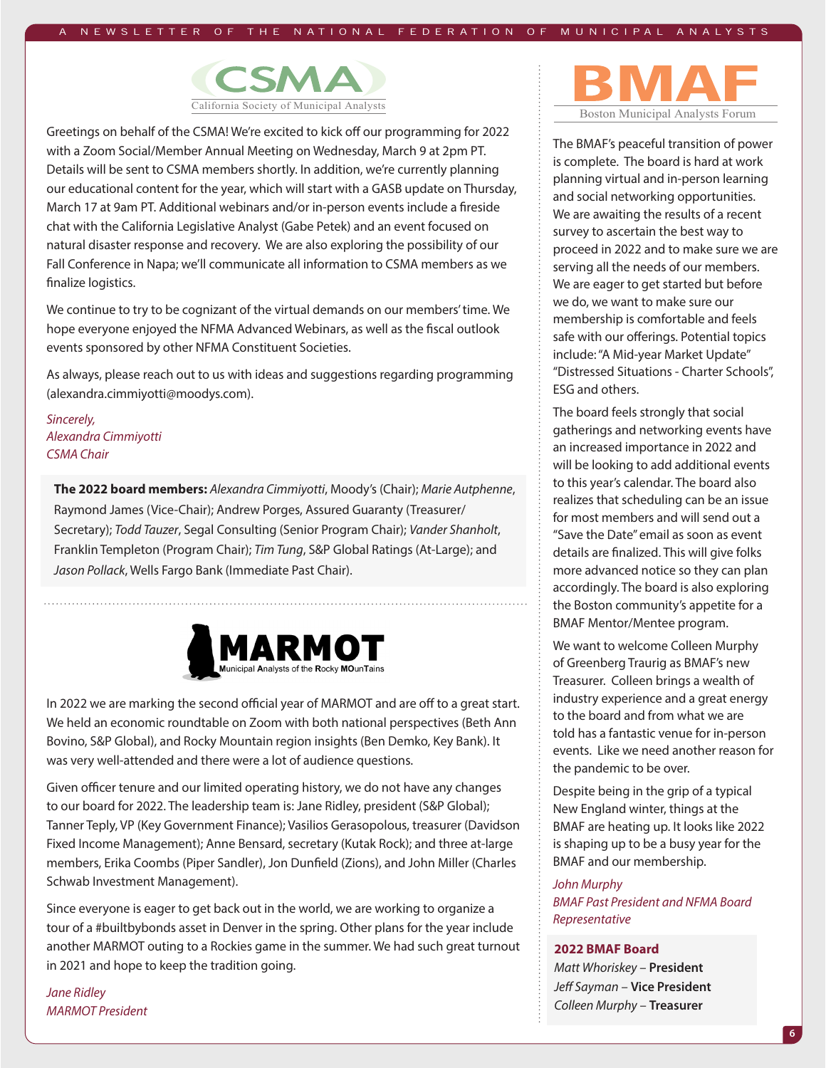# CSMA

California Society of Municipal Analysts

Greetings on behalf of the CSMA! We're excited to kick off our programming for 2022 with a Zoom Social/Member Annual Meeting on Wednesday, March 9 at 2pm PT. Details will be sent to CSMA members shortly. In addition, we're currently planning our educational content for the year, which will start with a GASB update on Thursday, March 17 at 9am PT. Additional webinars and/or in-person events include a fireside chat with the California Legislative Analyst (Gabe Petek) and an event focused on natural disaster response and recovery. We are also exploring the possibility of our Fall Conference in Napa; we'll communicate all information to CSMA members as we finalize logistics.

We continue to try to be cognizant of the virtual demands on our members' time. We hope everyone enjoyed the NFMA Advanced Webinars, as well as the fiscal outlook events sponsored by other NFMA Constituent Societies.

As always, please reach out to us with ideas and suggestions regarding programming (alexandra.cimmiyotti@moodys.com).

*Sincerely,*
*Alexandra Cimmiyotti*
*CSMA Chair*

**The 2022 board members:** *Alexandra Cimmiyotti*, Moody's (Chair); *Marie Autphenne*, Raymond James (Vice-Chair); Andrew Porges, Assured Guaranty (Treasurer/Secretary); *Todd Tauzer*, Segal Consulting (Senior Program Chair); *Vander Shanholt*, Franklin Templeton (Program Chair); *Tim Tung*, S&P Global Ratings (At-Large); and *Jason Pollack*, Wells Fargo Bank (Immediate Past Chair).

# MARMOT

Municipal Analysts of the Rocky MOunTains

In 2022 we are marking the second official year of MARMOT and are off to a great start. We held an economic roundtable on Zoom with both national perspectives (Beth Ann Bovino, S&P Global), and Rocky Mountain region insights (Ben Demko, Key Bank). It was very well-attended and there were a lot of audience questions.

Given officer tenure and our limited operating history, we do not have any changes to our board for 2022. The leadership team is: Jane Ridley, president (S&P Global); Tanner Teply, VP (Key Government Finance); Vasilios Gerasopolous, treasurer (Davidson Fixed Income Management); Anne Bensard, secretary (Kutak Rock); and three at-large members, Erika Coombs (Piper Sandler), Jon Dunfield (Zions), and John Miller (Charles Schwab Investment Management).

Since everyone is eager to get back out in the world, we are working to organize a tour of a #builtbybonds asset in Denver in the spring. Other plans for the year include another MARMOT outing to a Rockies game in the summer. We had such great turnout in 2021 and hope to keep the tradition going.

*Jane Ridley*
*MARMOT President*

# BMAF

Boston Municipal Analysts Forum

The BMAF's peaceful transition of power is complete. The board is hard at work planning virtual and in-person learning and social networking opportunities. We are awaiting the results of a recent survey to ascertain the best way to proceed in 2022 and to make sure we are serving all the needs of our members. We are eager to get started but before we do, we want to make sure our membership is comfortable and feels safe with our offerings. Potential topics include: "A Mid-year Market Update" "Distressed Situations - Charter Schools", ESG and others.

The board feels strongly that social gatherings and networking events have an increased importance in 2022 and will be looking to add additional events to this year's calendar. The board also realizes that scheduling can be an issue for most members and will send out a "Save the Date" email as soon as event details are finalized. This will give folks more advanced notice so they can plan accordingly. The board is also exploring the Boston community's appetite for a BMAF Mentor/Mentee program.

We want to welcome Colleen Murphy of Greenberg Traurig as BMAF's new Treasurer. Colleen brings a wealth of industry experience and a great energy to the board and from what we are told has a fantastic venue for in-person events. Like we need another reason for the pandemic to be over.

Despite being in the grip of a typical New England winter, things at the BMAF are heating up. It looks like 2022 is shaping up to be a busy year for the BMAF and our membership.

*John Murphy*
*BMAF Past President and NFMA Board Representative*

**2022 BMAF Board**

*Matt Whoriskey* – **President**
*Jeff Sayman* – **Vice President**
*Colleen Murphy* – **Treasurer**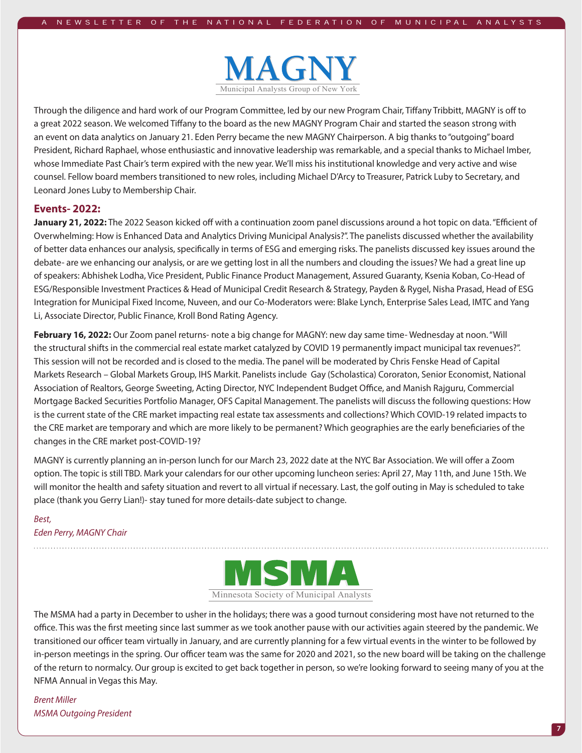# MAGNY

Municipal Analysts Group of New York

Through the diligence and hard work of our Program Committee, led by our new Program Chair, Tiffany Tribbitt, MAGNY is off to a great 2022 season. We welcomed Tiffany to the board as the new MAGNY Program Chair and started the season strong with an event on data analytics on January 21. Eden Perry became the new MAGNY Chairperson. A big thanks to "outgoing" board President, Richard Raphael, whose enthusiastic and innovative leadership was remarkable, and a special thanks to Michael Imber, whose Immediate Past Chair's term expired with the new year. We'll miss his institutional knowledge and very active and wise counsel. Fellow board members transitioned to new roles, including Michael D'Arcy to Treasurer, Patrick Luby to Secretary, and Leonard Jones Luby to Membership Chair.

## Events- 2022:

**January 21, 2022:** The 2022 Season kicked off with a continuation zoom panel discussions around a hot topic on data. "Efficient of Overwhelming: How is Enhanced Data and Analytics Driving Municipal Analysis?". The panelists discussed whether the availability of better data enhances our analysis, specifically in terms of ESG and emerging risks. The panelists discussed key issues around the debate- are we enhancing our analysis, or are we getting lost in all the numbers and clouding the issues? We had a great line up of speakers: Abhishek Lodha, Vice President, Public Finance Product Management, Assured Guaranty, Ksenia Koban, Co-Head of ESG/Responsible Investment Practices & Head of Municipal Credit Research & Strategy, Payden & Rygel, Nisha Prasad, Head of ESG Integration for Municipal Fixed Income, Nuveen, and our Co-Moderators were: Blake Lynch, Enterprise Sales Lead, IMTC and Yang Li, Associate Director, Public Finance, Kroll Bond Rating Agency.

**February 16, 2022:** Our Zoom panel returns- note a big change for MAGNY: new day same time- Wednesday at noon. "Will the structural shifts in the commercial real estate market catalyzed by COVID 19 permanently impact municipal tax revenues?". This session will not be recorded and is closed to the media. The panel will be moderated by Chris Fenske Head of Capital Markets Research – Global Markets Group, IHS Markit. Panelists include Gay (Scholastica) Cororaton, Senior Economist, National Association of Realtors, George Sweeting, Acting Director, NYC Independent Budget Office, and Manish Rajguru, Commercial Mortgage Backed Securities Portfolio Manager, OFS Capital Management. The panelists will discuss the following questions: How is the current state of the CRE market impacting real estate tax assessments and collections? Which COVID-19 related impacts to the CRE market are temporary and which are more likely to be permanent? Which geographies are the early beneficiaries of the changes in the CRE market post-COVID-19?

MAGNY is currently planning an in-person lunch for our March 23, 2022 date at the NYC Bar Association. We will offer a Zoom option. The topic is still TBD. Mark your calendars for our other upcoming luncheon series: April 27, May 11th, and June 15th. We will monitor the health and safety situation and revert to all virtual if necessary. Last, the golf outing in May is scheduled to take place (thank you Gerry Lian!)- stay tuned for more details-date subject to change.

*Best,*
*Eden Perry, MAGNY Chair*

---

# MSMA

Minnesota Society of Municipal Analysts

The MSMA had a party in December to usher in the holidays; there was a good turnout considering most have not returned to the office. This was the first meeting since last summer as we took another pause with our activities again steered by the pandemic. We transitioned our officer team virtually in January, and are currently planning for a few virtual events in the winter to be followed by in-person meetings in the spring. Our officer team was the same for 2020 and 2021, so the new board will be taking on the challenge of the return to normalcy. Our group is excited to get back together in person, so we're looking forward to seeing many of you at the NFMA Annual in Vegas this May.

*Brent Miller*
*MSMA Outgoing President*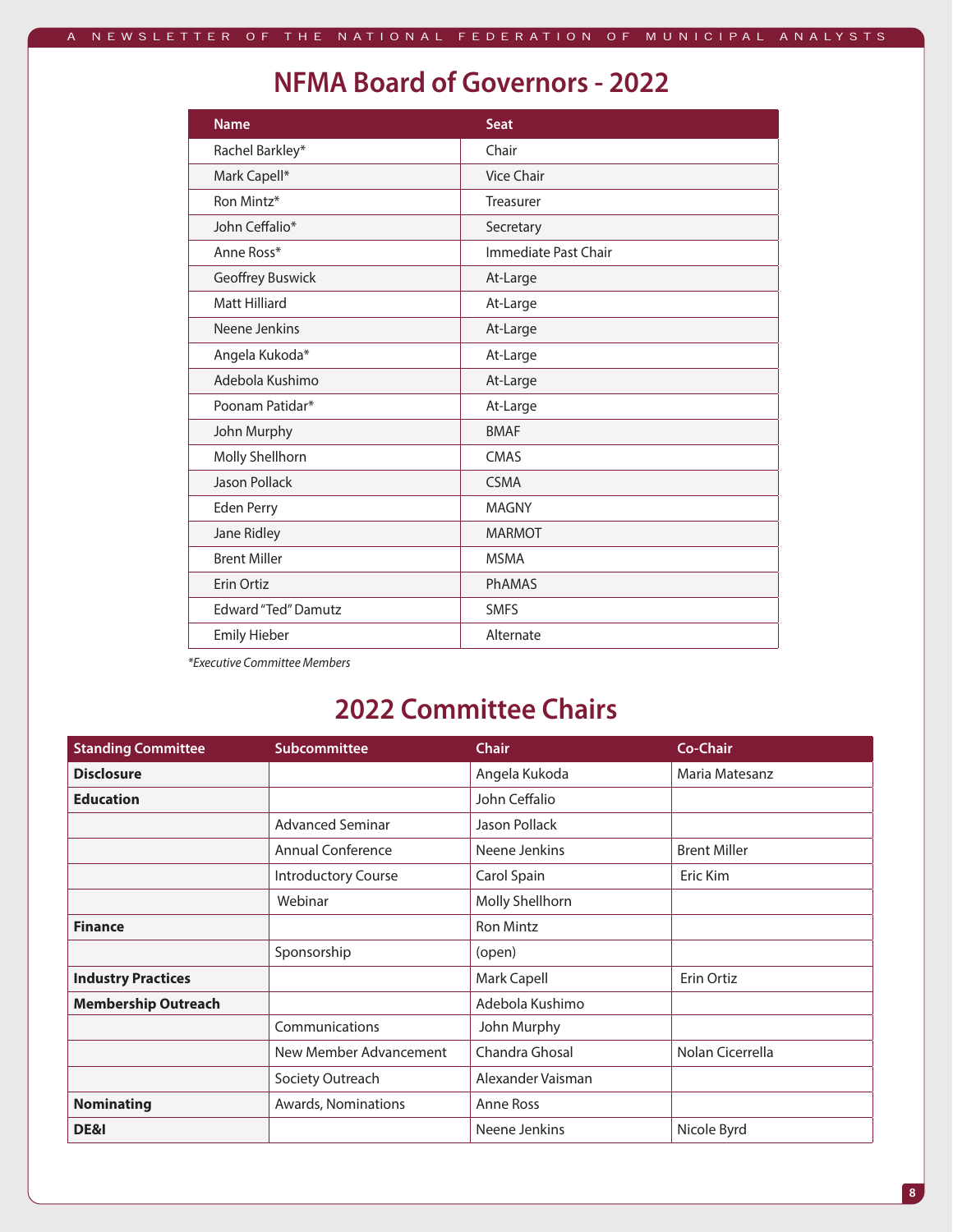# NFMA Board of Governors - 2022

| Name | Seat |
|---|---|
| Rachel Barkley* | Chair |
| Mark Capell* | Vice Chair |
| Ron Mintz* | Treasurer |
| John Ceffalio* | Secretary |
| Anne Ross* | Immediate Past Chair |
| Geoffrey Buswick | At-Large |
| Matt Hilliard | At-Large |
| Neene Jenkins | At-Large |
| Angela Kukoda* | At-Large |
| Adebola Kushimo | At-Large |
| Poonam Patidar* | At-Large |
| John Murphy | BMAF |
| Molly Shellhorn | CMAS |
| Jason Pollack | CSMA |
| Eden Perry | MAGNY |
| Jane Ridley | MARMOT |
| Brent Miller | MSMA |
| Erin Ortiz | PhAMAS |
| Edward "Ted" Damutz | SMFS |
| Emily Hieber | Alternate |

*\*Executive Committee Members*

# 2022 Committee Chairs

| Standing Committee | Subcommittee | Chair | Co-Chair |
|---|---|---|---|
| **Disclosure** | | Angela Kukoda | Maria Matesanz |
| **Education** | | John Ceffalio | |
| | Advanced Seminar | Jason Pollack | |
| | Annual Conference | Neene Jenkins | Brent Miller |
| | Introductory Course | Carol Spain | Eric Kim |
| | Webinar | Molly Shellhorn | |
| **Finance** | | Ron Mintz | |
| | Sponsorship | (open) | |
| **Industry Practices** | | Mark Capell | Erin Ortiz |
| **Membership Outreach** | | Adebola Kushimo | |
| | Communications | John Murphy | |
| | New Member Advancement | Chandra Ghosal | Nolan Cicerrella |
| | Society Outreach | Alexander Vaisman | |
| **Nominating** | Awards, Nominations | Anne Ross | |
| **DE&I** | | Neene Jenkins | Nicole Byrd |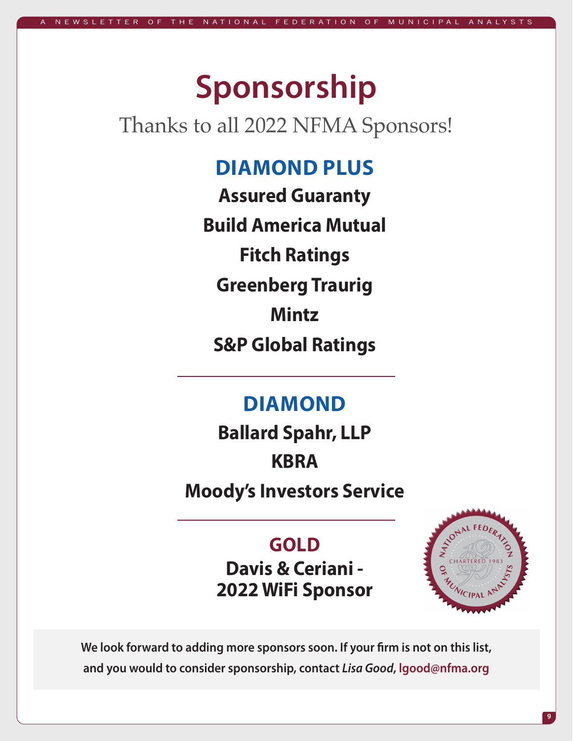# Sponsorship

Thanks to all 2022 NFMA Sponsors!

## DIAMOND PLUS

**Assured Guaranty**

**Build America Mutual**

**Fitch Ratings**

**Greenberg Traurig**

**Mintz**

**S&P Global Ratings**

---

## DIAMOND

**Ballard Spahr, LLP**

**KBRA**

**Moody's Investors Service**

---

## GOLD

**Davis & Ceriani - 2022 WiFi Sponsor**

**We look forward to adding more sponsors soon. If your firm is not on this list, and you would to consider sponsorship, contact *Lisa Good*, lgood@nfma.org**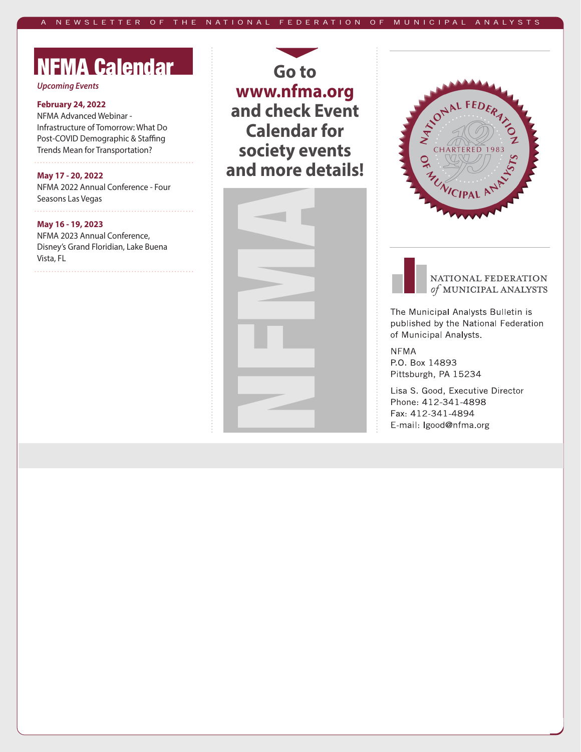# NFMA Calendar

*Upcoming Events*

**February 24, 2022**
NFMA Advanced Webinar - Infrastructure of Tomorrow: What Do Post-COVID Demographic & Staffing Trends Mean for Transportation?

**May 17 - 20, 2022**
NFMA 2022 Annual Conference - Four Seasons Las Vegas

**May 16 - 19, 2023**
NFMA 2023 Annual Conference, Disney's Grand Floridian, Lake Buena Vista, FL

**Go to www.nfma.org and check Event Calendar for society events and more details!**

NATIONAL FEDERATION of MUNICIPAL ANALYSTS

The Municipal Analysts Bulletin is published by the National Federation of Municipal Analysts.

NFMA
P.O. Box 14893
Pittsburgh, PA 15234

Lisa S. Good, Executive Director
Phone: 412-341-4898
Fax: 412-341-4894
E-mail: lgood@nfma.org